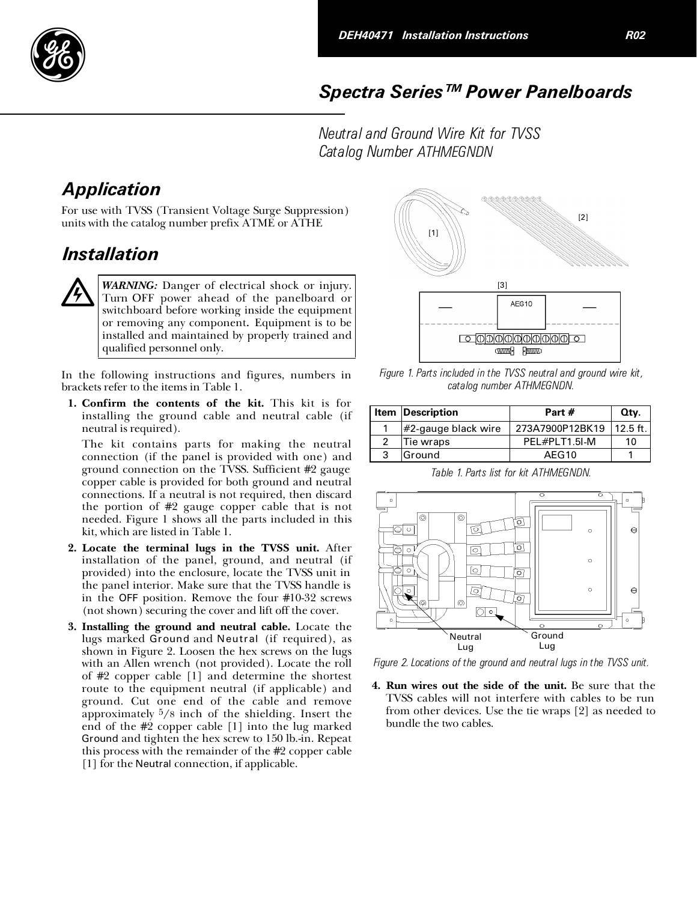# Spectra Series™ Power Panelboards

Neutral and Ground Wire Kit for TVSS
Catalog Number ATHMEGNDN

## Application

For use with TVSS (Transient Voltage Surge Suppression) units with the catalog number prefix ATME or ATHE

## Installation

> ***WARNING:*** Danger of electrical shock or injury. Turn OFF power ahead of the panelboard or switchboard before working inside the equipment or removing any component. Equipment is to be installed and maintained by properly trained and qualified personnel only.

In the following instructions and figures, numbers in brackets refer to the items in Table 1.

1. **Confirm the contents of the kit.** This kit is for installing the ground cable and neutral cable (if neutral is required).

   The kit contains parts for making the neutral connection (if the panel is provided with one) and ground connection on the TVSS. Sufficient #2 gauge copper cable is provided for both ground and neutral connections. If a neutral is not required, then discard the portion of #2 gauge copper cable that is not needed. Figure 1 shows all the parts included in this kit, which are listed in Table 1.

2. **Locate the terminal lugs in the TVSS unit.** After installation of the panel, ground, and neutral (if provided) into the enclosure, locate the TVSS unit in the panel interior. Make sure that the TVSS handle is in the OFF position. Remove the four #10-32 screws (not shown) securing the cover and lift off the cover.

3. **Installing the ground and neutral cable.** Locate the lugs marked Ground and Neutral (if required), as shown in Figure 2. Loosen the hex screws on the lugs with an Allen wrench (not provided). Locate the roll of #2 copper cable [1] and determine the shortest route to the equipment neutral (if applicable) and ground. Cut one end of the cable and remove approximately 5/8 inch of the shielding. Insert the end of the #2 copper cable [1] into the lug marked Ground and tighten the hex screw to 150 lb.-in. Repeat this process with the remainder of the #2 copper cable [1] for the Neutral connection, if applicable.

[1] [2] [3] AEG10

Figure 1. Parts included in the TVSS neutral and ground wire kit, catalog number ATHMEGNDN.

| Item | Description | Part # | Qty. |
| --- | --- | --- | --- |
| 1 | #2-gauge black wire | 273A7900P12BK19 | 12.5 ft. |
| 2 | Tie wraps | PEL#PLT1.5I-M | 10 |
| 3 | Ground | AEG10 | 1 |

Table 1. Parts list for kit ATHMEGNDN.

Neutral Lug    Ground Lug

Figure 2. Locations of the ground and neutral lugs in the TVSS unit.

4. **Run wires out the side of the unit.** Be sure that the TVSS cables will not interfere with cables to be run from other devices. Use the tie wraps [2] as needed to bundle the two cables.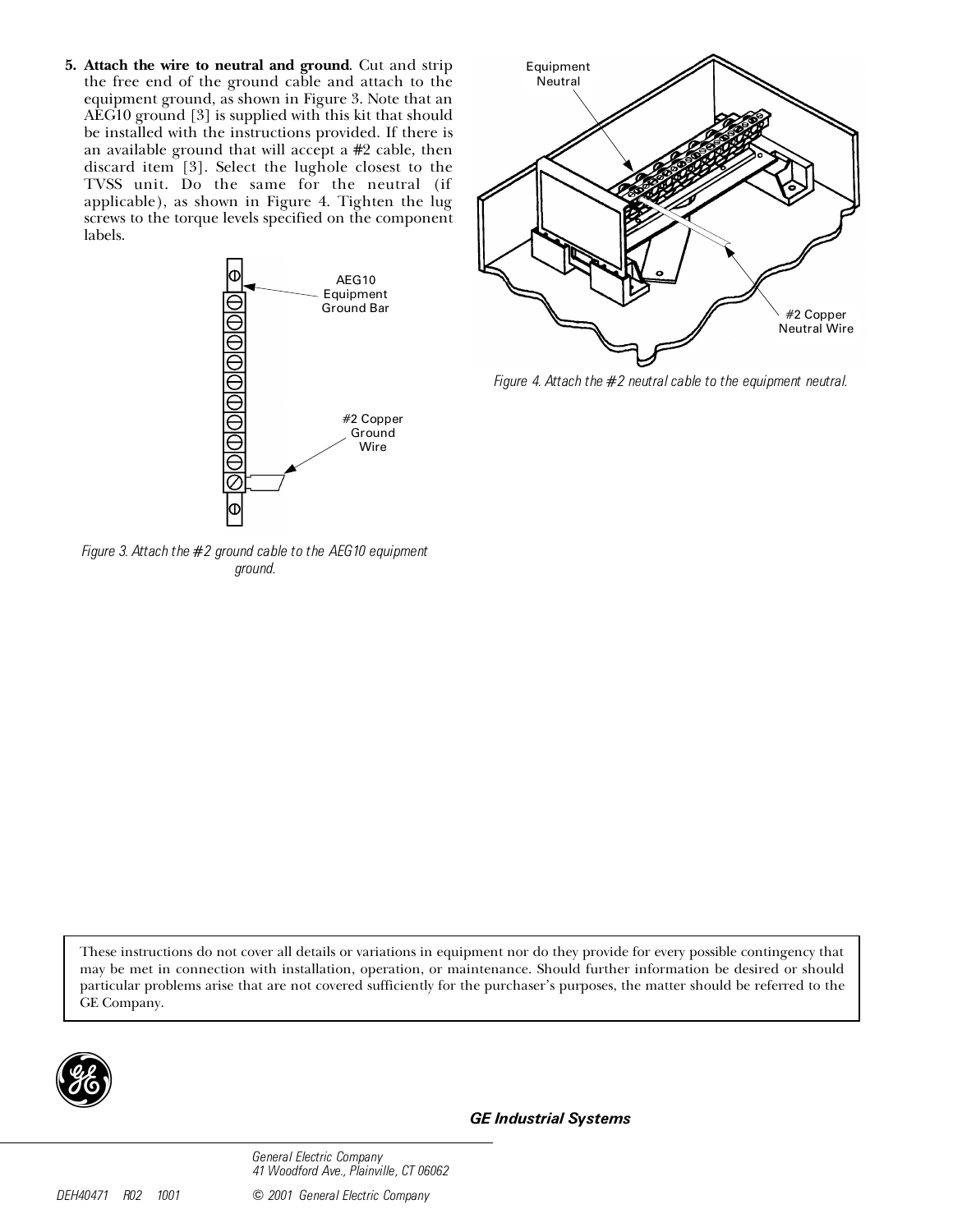5. **Attach the wire to neutral and ground**. Cut and strip the free end of the ground cable and attach to the equipment ground, as shown in Figure 3. Note that an AEG10 ground [3] is supplied with this kit that should be installed with the instructions provided. If there is an available ground that will accept a #2 cable, then discard item [3]. Select the lughole closest to the TVSS unit. Do the same for the neutral (if applicable), as shown in Figure 4. Tighten the lug screws to the torque levels specified on the component labels.

AEG10 Equipment Ground Bar

#2 Copper Ground Wire

*Figure 3. Attach the #2 ground cable to the AEG10 equipment ground.*

Equipment Neutral

#2 Copper Neutral Wire

*Figure 4. Attach the #2 neutral cable to the equipment neutral.*

These instructions do not cover all details or variations in equipment nor do they provide for every possible contingency that may be met in connection with installation, operation, or maintenance. Should further information be desired or should particular problems arise that are not covered sufficiently for the purchaser's purposes, the matter should be referred to the GE Company.

**GE Industrial Systems**

*General Electric Company*
*41 Woodford Ave., Plainville, CT 06062*

*DEH40471 R02 1001*

*© 2001 General Electric Company*